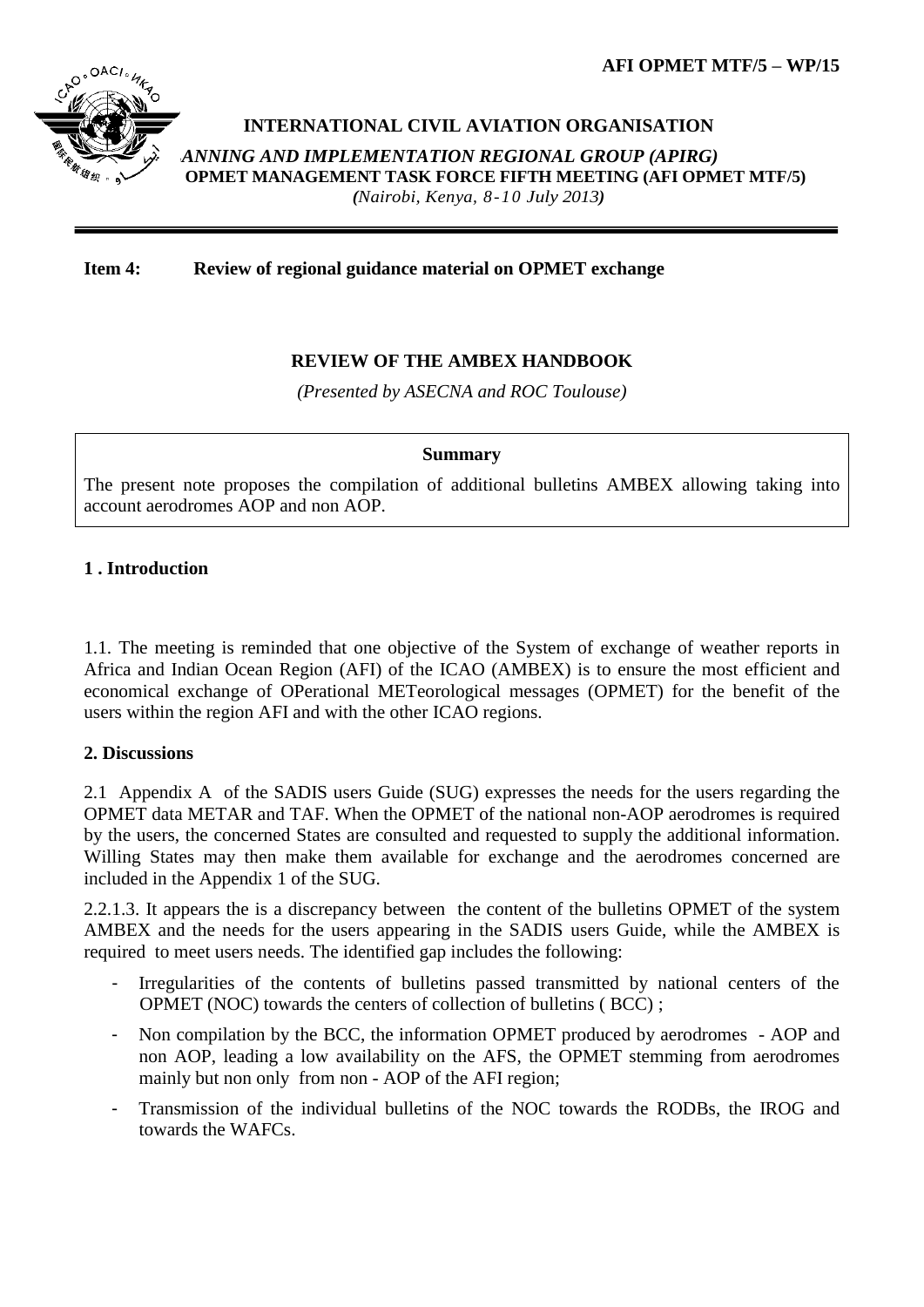AFI OPMET MTF/5 – WP/15

**INTERNATIONAL CIVIL AVIATION ORGANISATION**

*ANNING AND IMPLEMENTATION REGIONAL GROUP (APIRG)*

**OPMET MANAGEMENT TASK FORCE FIFTH MEETING (AFI OPMET MTF/5)**

*(Nairobi, Kenya, 8-10 July 2013)*

---

**Item 4: Review of regional guidance material on OPMET exchange**

**REVIEW OF THE AMBEX HANDBOOK**

*(Presented by ASECNA and ROC Toulouse)*

| **Summary** |
|---|
| The present note proposes the compilation of additional bulletins AMBEX allowing taking into account aerodromes AOP and non AOP. |

## 1 . Introduction

1.1. The meeting is reminded that one objective of the System of exchange of weather reports in Africa and Indian Ocean Region (AFI) of the ICAO (AMBEX) is to ensure the most efficient and economical exchange of OPerational METeorological messages (OPMET) for the benefit of the users within the region AFI and with the other ICAO regions.

## 2. Discussions

2.1 Appendix A of the SADIS users Guide (SUG) expresses the needs for the users regarding the OPMET data METAR and TAF. When the OPMET of the national non-AOP aerodromes is required by the users, the concerned States are consulted and requested to supply the additional information. Willing States may then make them available for exchange and the aerodromes concerned are included in the Appendix 1 of the SUG.

2.2.1.3. It appears the is a discrepancy between the content of the bulletins OPMET of the system AMBEX and the needs for the users appearing in the SADIS users Guide, while the AMBEX is required to meet users needs. The identified gap includes the following:

- Irregularities of the contents of bulletins passed transmitted by national centers of the OPMET (NOC) towards the centers of collection of bulletins ( BCC) ;
- Non compilation by the BCC, the information OPMET produced by aerodromes - AOP and non AOP, leading a low availability on the AFS, the OPMET stemming from aerodromes mainly but non only from non - AOP of the AFI region;
- Transmission of the individual bulletins of the NOC towards the RODBs, the IROG and towards the WAFCs.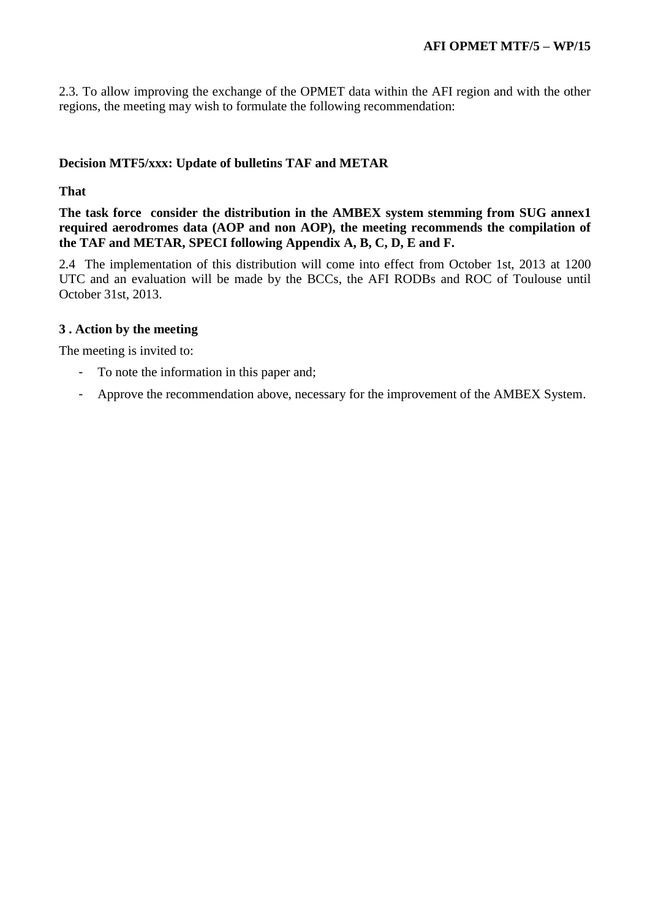2.3. To allow improving the exchange of the OPMET data within the AFI region and with the other regions, the meeting may wish to formulate the following recommendation:

**Decision MTF5/xxx: Update of bulletins TAF and METAR**

**That**

**The task force consider the distribution in the AMBEX system stemming from SUG annex1 required aerodromes data (AOP and non AOP), the meeting recommends the compilation of the TAF and METAR, SPECI following Appendix A, B, C, D, E and F.**

2.4 The implementation of this distribution will come into effect from October 1st, 2013 at 1200 UTC and an evaluation will be made by the BCCs, the AFI RODBs and ROC of Toulouse until October 31st, 2013.

### 3 . Action by the meeting

The meeting is invited to:

- To note the information in this paper and;
- Approve the recommendation above, necessary for the improvement of the AMBEX System.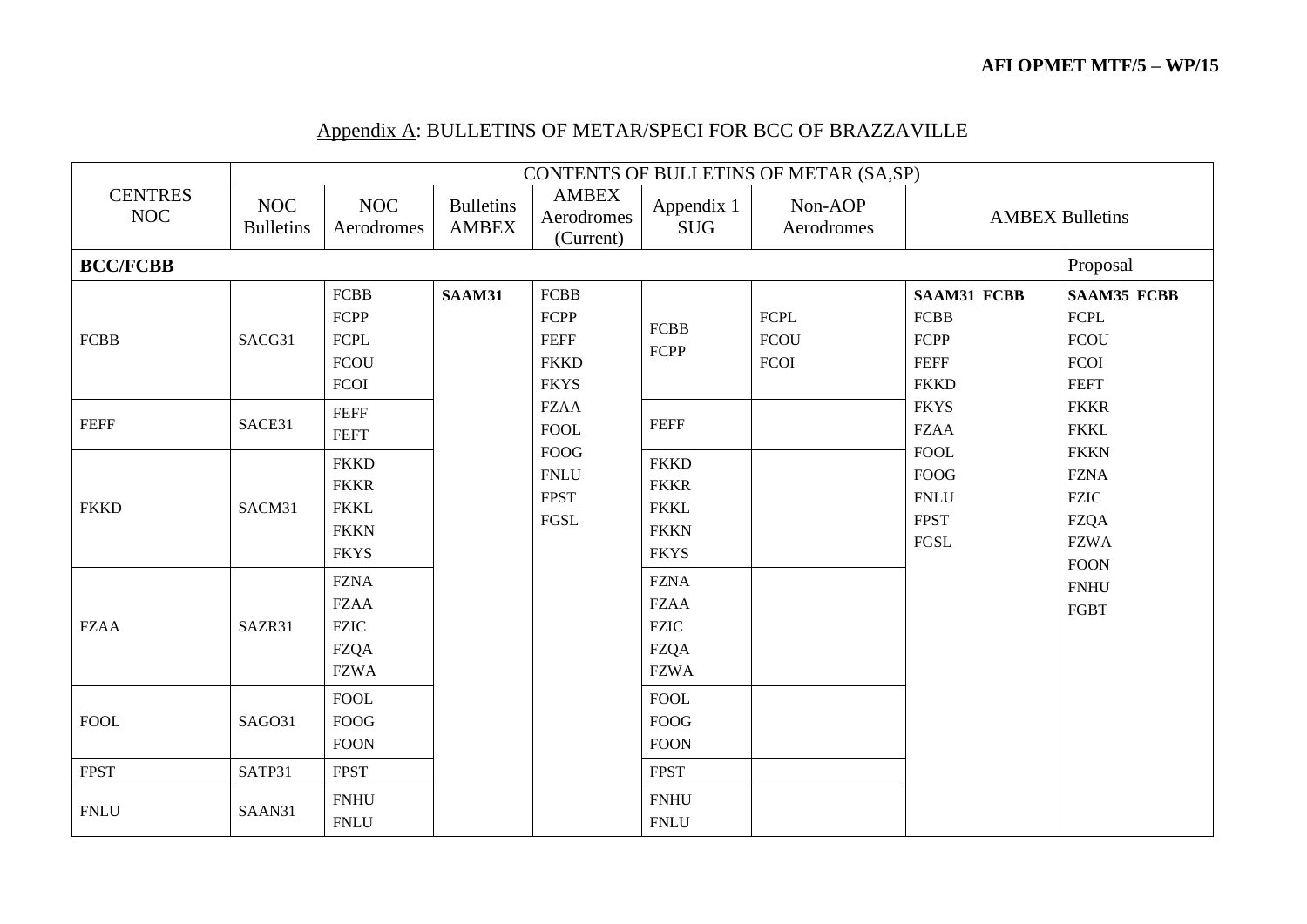## Appendix A: BULLETINS OF METAR/SPECI FOR BCC OF BRAZZAVILLE

| CENTRES NOC | CONTENTS OF BULLETINS OF METAR (SA,SP) | | | | | | | |
|---|---|---|---|---|---|---|---|---|
| | NOC Bulletins | NOC Aerodromes | Bulletins AMBEX | AMBEX Aerodromes (Current) | Appendix 1 SUG | Non-AOP Aerodromes | AMBEX Bulletins | |
| **BCC/FCBB** | | | | | | | | Proposal |
| FCBB | SACG31 | FCBB FCPP FCPL FCOU FCOI | **SAAM31** | FCBB FCPP FEFF FKKD FKYS FZAA FOOL FOOG FNLU FPST FGSL | FCBB FCPP | FCPL FCOU FCOI | **SAAM31 FCBB** FCBB FCPP FEFF FKKD FKYS FZAA FOOL FOOG FNLU FPST FGSL | **SAAM35 FCBB** FCPL FCOU FCOI FEFT FKKR FKKL FKKN FZNA FZIC FZQA FZWA FOON FNHU FGBT |
| FEFF | SACE31 | FEFF FEFT | | | FEFF | | | |
| FKKD | SACM31 | FKKD FKKR FKKL FKKN FKYS | | | FKKD FKKR FKKL FKKN FKYS | | | |
| FZAA | SAZR31 | FZNA FZAA FZIC FZQA FZWA | | | FZNA FZAA FZIC FZQA FZWA | | | |
| FOOL | SAGO31 | FOOL FOOG FOON | | | FOOL FOOG FOON | | | |
| FPST | SATP31 | FPST | | | FPST | | | |
| FNLU | SAAN31 | FNHU FNLU | | | FNHU FNLU | | | |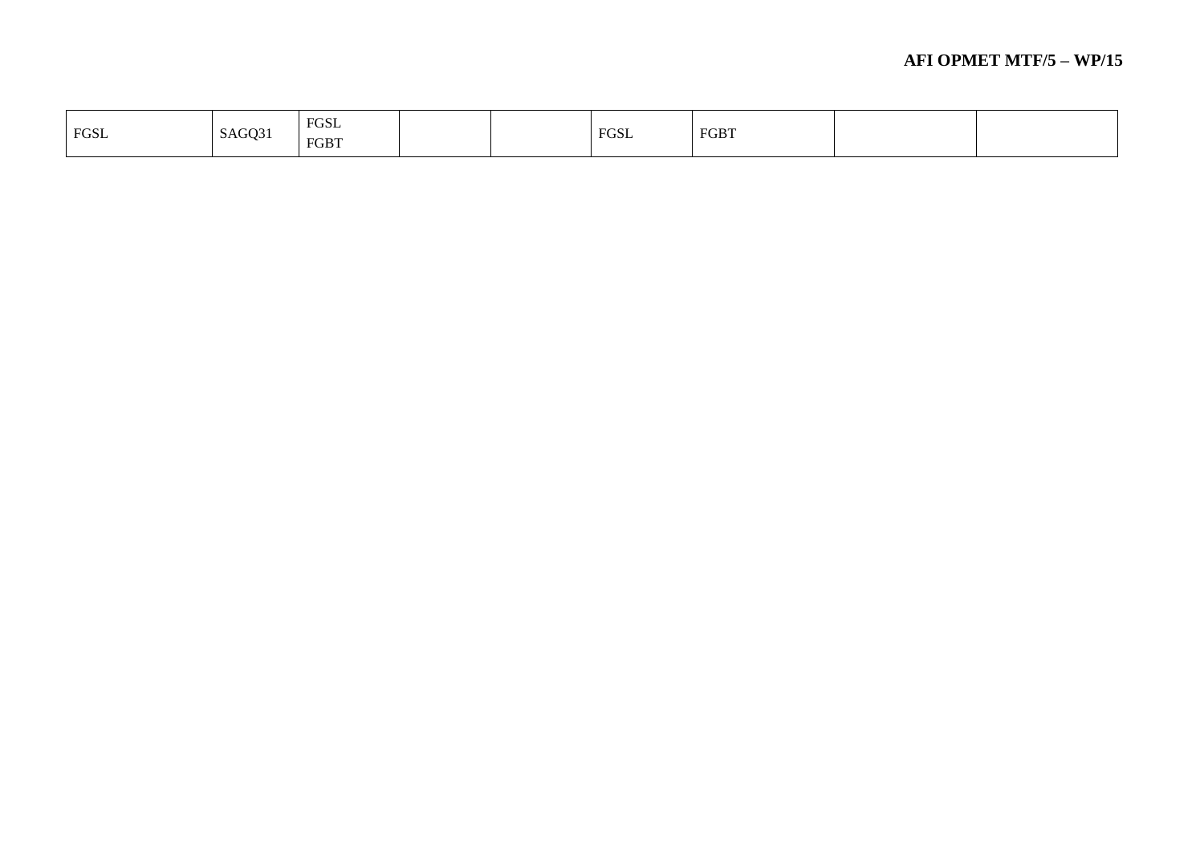| | | | | | | | | |
|---|---|---|---|---|---|---|---|---|
| FGSL | SAGQ31 | FGSL<br>FGBT | | | FGSL | FGBT | | |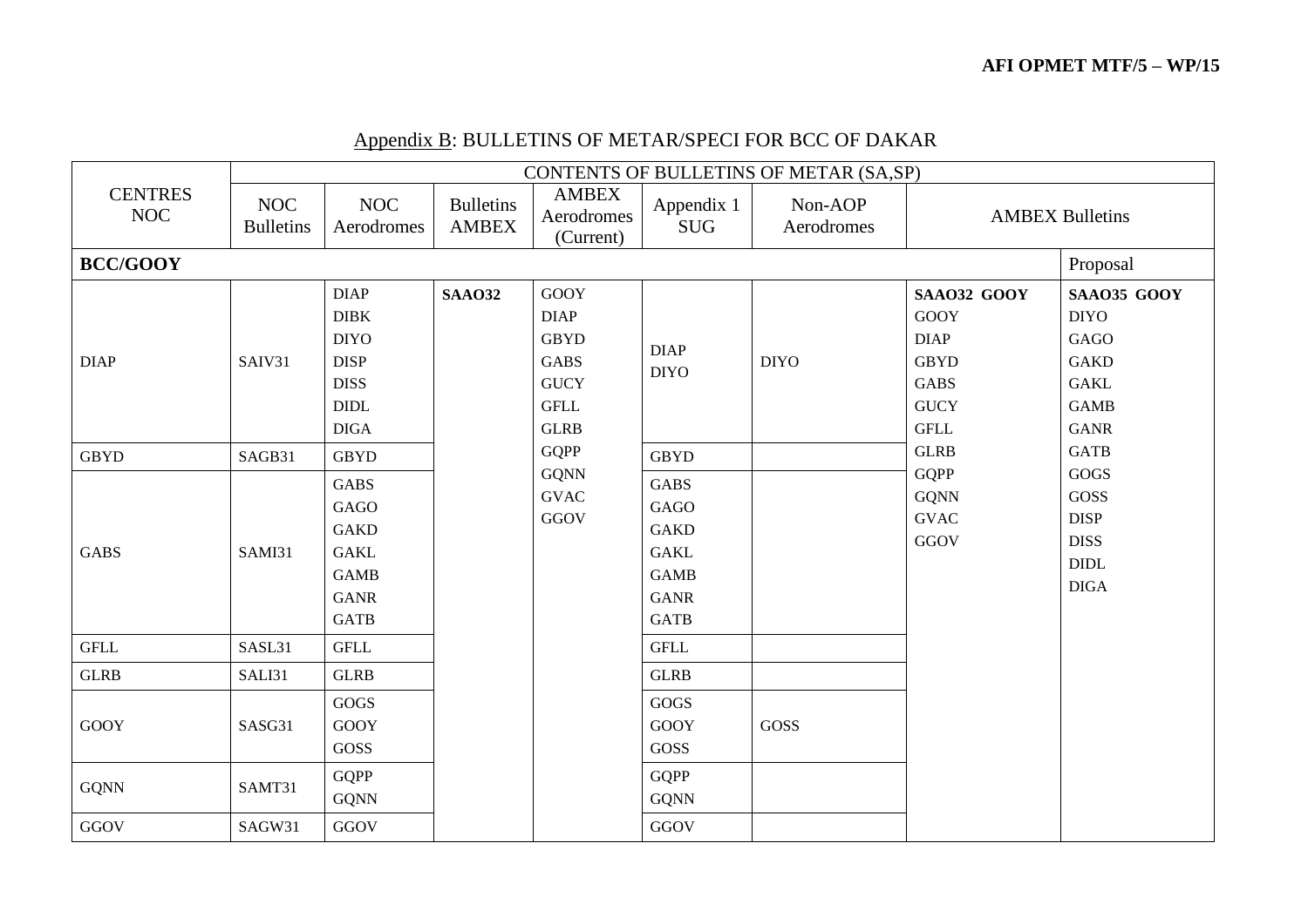## Appendix B: BULLETINS OF METAR/SPECI FOR BCC OF DAKAR

| CENTRES NOC | CONTENTS OF BULLETINS OF METAR (SA,SP) | | | | | | | |
|---|---|---|---|---|---|---|---|---|
| | NOC Bulletins | NOC Aerodromes | Bulletins AMBEX | AMBEX Aerodromes (Current) | Appendix 1 SUG | Non-AOP Aerodromes | AMBEX Bulletins | |
| **BCC/GOOY** | | | | | | | | Proposal |
| DIAP | SAIV31 | DIAP DIBK DIYO DISP DISS DIDL DIGA | **SAAO32** | GOOY DIAP GBYD GABS GUCY GFLL GLRB GQPP GQNN GVAC GGOV | DIAP DIYO | DIYO | **SAAO32 GOOY** GOOY DIAP GBYD GABS GUCY GFLL GLRB GQPP GQNN GVAC GGOV | **SAAO35 GOOY** DIYO GAGO GAKD GAKL GAMB GANR GATB GOGS GOSS DISP DISS DIDL DIGA |
| GBYD | SAGB31 | GBYD | | | GBYD | | | |
| GABS | SAMI31 | GABS GAGO GAKD GAKL GAMB GANR GATB | | | GABS GAGO GAKD GAKL GAMB GANR GATB | | | |
| GFLL | SASL31 | GFLL | | | GFLL | | | |
| GLRB | SALI31 | GLRB | | | GLRB | | | |
| GOOY | SASG31 | GOGS GOOY GOSS | | | GOGS GOOY GOSS | GOSS | | |
| GQNN | SAMT31 | GQPP GQNN | | | GQPP GQNN | | | |
| GGOV | SAGW31 | GGOV | | | GGOV | | | |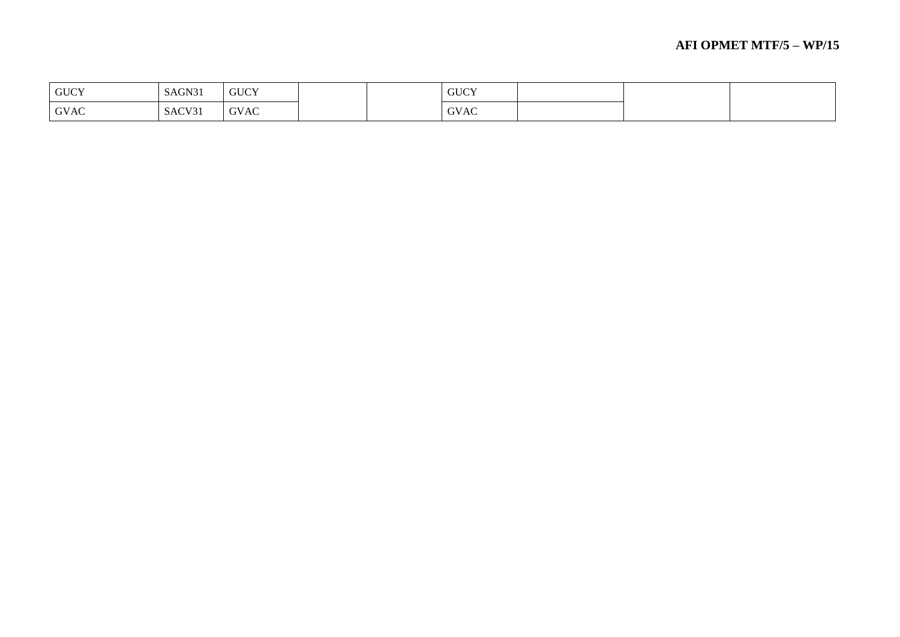| | | | | | | | | |
|---|---|---|---|---|---|---|---|---|
| GUCY | SAGN31 | GUCY | | | GUCY | | | |
| GVAC | SACV31 | GVAC | | | GVAC | | | |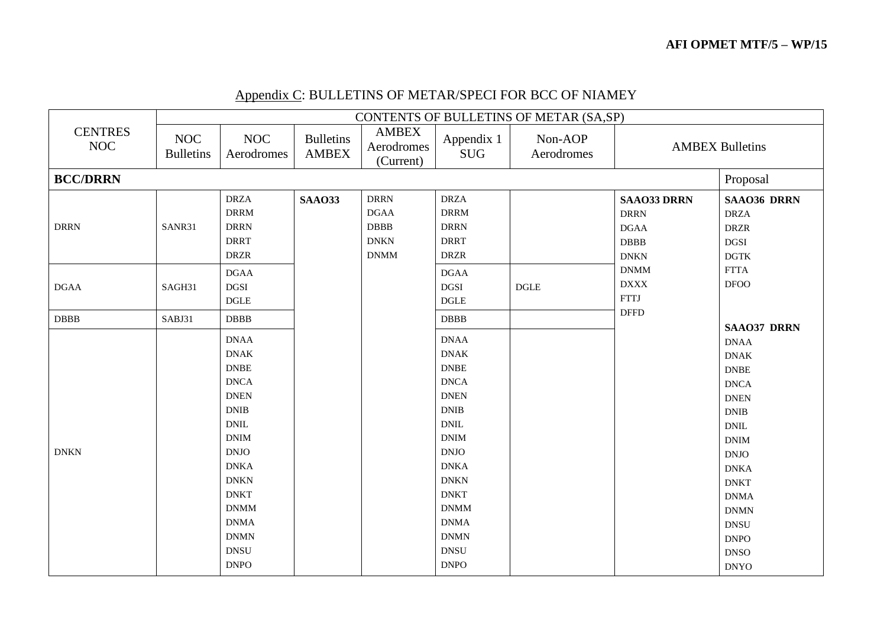## Appendix C: BULLETINS OF METAR/SPECI FOR BCC OF NIAMEY

| CENTRES NOC | CONTENTS OF BULLETINS OF METAR (SA,SP) | | | | | | | |
|---|---|---|---|---|---|---|---|---|
| | NOC Bulletins | NOC Aerodromes | Bulletins AMBEX | AMBEX Aerodromes (Current) | Appendix 1 SUG | Non-AOP Aerodromes | AMBEX Bulletins | |
| **BCC/DRRN** | | | | | | | | Proposal |
| DRRN | SANR31 | DRZA DRRM DRRN DRRT DRZR | **SAAO33** | DRRN DGAA DBBB DNKN DNMM | DRZA DRRM DRRN DRRT DRZR | | **SAAO33 DRRN** DRRN DGAA DBBB DNKN DNMM DXXX FTTJ DFFD | **SAAO36 DRRN** DRZA DRZR DGSI DGTK FTTA DFOO |
| DGAA | SAGH31 | DGAA DGSI DGLE | | | DGAA DGSI DGLE | DGLE | | |
| DBBB | SABJ31 | DBBB | | | DBBB | | | **SAAO37 DRRN** |
| DNKN | | DNAA DNAK DNBE DNCA DNEN DNIB DNIL DNIM DNJO DNKA DNKN DNKT DNMM DNMA DNMN DNSU DNPO | | | DNAA DNAK DNBE DNCA DNEN DNIB DNIL DNIM DNJO DNKA DNKN DNKT DNMM DNMA DNMN DNSU DNPO | | | DNAA DNAK DNBE DNCA DNEN DNIB DNIL DNIM DNJO DNKA DNKT DNMA DNMN DNSU DNPO DNSO DNYO |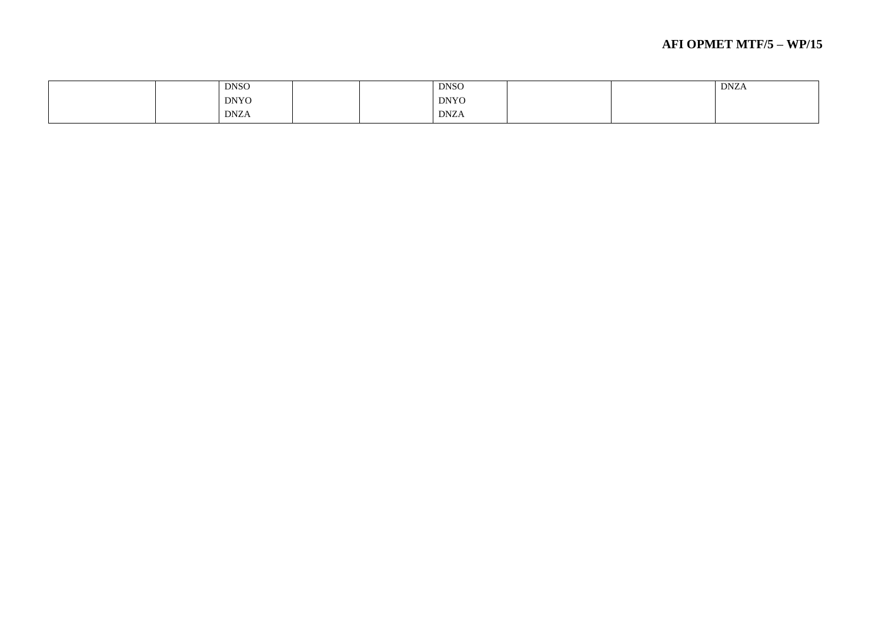| | | | | | | | | |
|---|---|---|---|---|---|---|---|---|
| | | DNSO<br>DNYO<br>DNZA | | | DNSO<br>DNYO<br>DNZA | | | DNZA |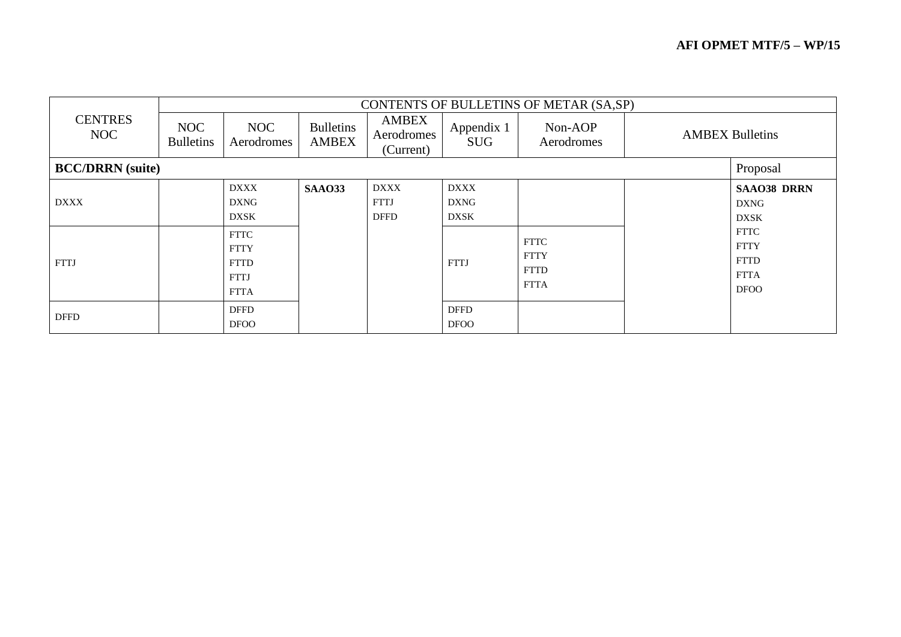| CENTRES NOC | CONTENTS OF BULLETINS OF METAR (SA,SP) | | | | | | | |
|---|---|---|---|---|---|---|---|---|
| | NOC Bulletins | NOC Aerodromes | Bulletins AMBEX | AMBEX Aerodromes (Current) | Appendix 1 SUG | Non-AOP Aerodromes | AMBEX Bulletins | |
| **BCC/DRRN (suite)** | | | | | | | | Proposal |
| DXXX | | DXXX<br>DXNG<br>DXSK | **SAAO33** | DXXX<br>FTTJ<br>DFFD | DXXX<br>DXNG<br>DXSK | | | **SAAO38 DRRN**<br>DXNG<br>DXSK<br>FTTC<br>FTTY<br>FTTD<br>FTTA<br>DFOO |
| FTTJ | | FTTC<br>FTTY<br>FTTD<br>FTTJ<br>FTTA | | | FTTJ | FTTC<br>FTTY<br>FTTD<br>FTTA | | |
| DFFD | | DFFD<br>DFOO | | | DFFD<br>DFOO | | | |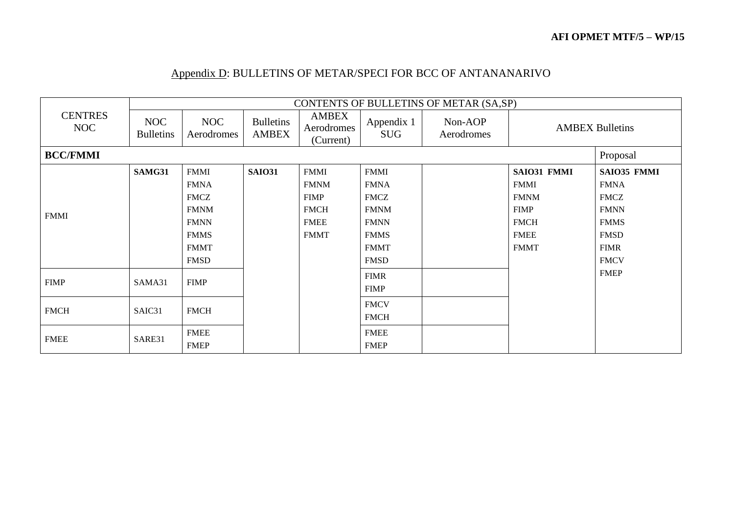## Appendix D: BULLETINS OF METAR/SPECI FOR BCC OF ANTANANARIVO

| CENTRES NOC | CONTENTS OF BULLETINS OF METAR (SA,SP) | | | | | | | |
|---|---|---|---|---|---|---|---|---|
| | NOC Bulletins | NOC Aerodromes | Bulletins AMBEX | AMBEX Aerodromes (Current) | Appendix 1 SUG | Non-AOP Aerodromes | AMBEX Bulletins | |
| **BCC/FMMI** | | | | | | | | Proposal |
| FMMI | **SAMG31** | FMMI<br>FMNA<br>FMCZ<br>FMNM<br>FMNN<br>FMMS<br>FMMT<br>FMSD | **SAIO31** | FMMI<br>FMNM<br>FIMP<br>FMCH<br>FMEE<br>FMMT | FMMI<br>FMNA<br>FMCZ<br>FMNM<br>FMNN<br>FMMS<br>FMMT<br>FMSD | | **SAIO31 FMMI**<br>FMMI<br>FMNM<br>FIMP<br>FMCH<br>FMEE<br>FMMT | **SAIO35 FMMI**<br>FMNA<br>FMCZ<br>FMNN<br>FMMS<br>FMSD<br>FIMR<br>FMCV<br>FMEP |
| FIMP | SAMA31 | FIMP | | | FIMR<br>FIMP | | | |
| FMCH | SAIC31 | FMCH | | | FMCV<br>FMCH | | | |
| FMEE | SARE31 | FMEE<br>FMEP | | | FMEE<br>FMEP | | | |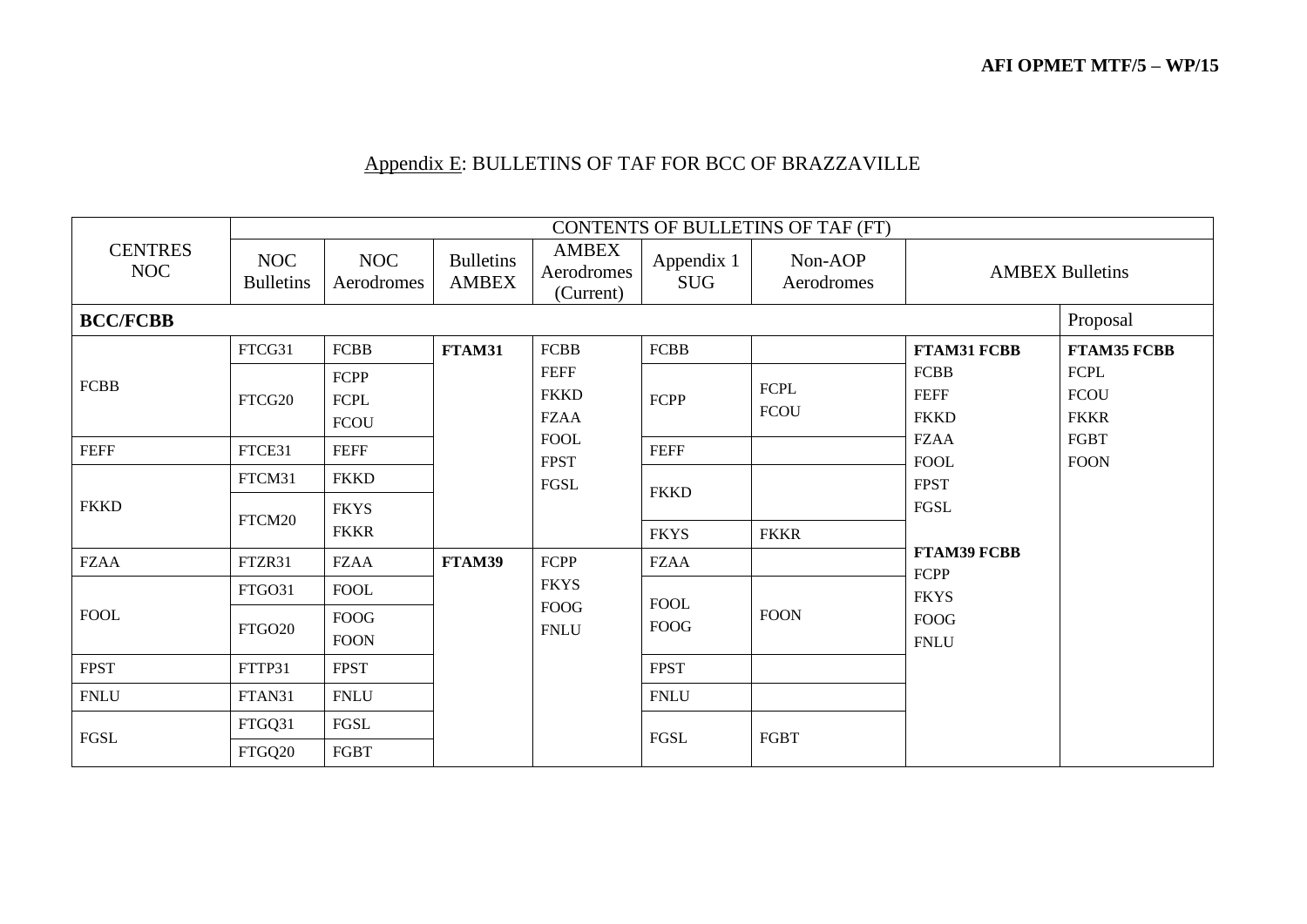## Appendix E: BULLETINS OF TAF FOR BCC OF BRAZZAVILLE

| CENTRES NOC | CONTENTS OF BULLETINS OF TAF (FT) | | | | | | | |
|---|---|---|---|---|---|---|---|---|
| | NOC Bulletins | NOC Aerodromes | Bulletins AMBEX | AMBEX Aerodromes (Current) | Appendix 1 SUG | Non-AOP Aerodromes | AMBEX Bulletins | |
| **BCC/FCBB** | | | | | | | | Proposal |
| FCBB | FTCG31 | FCBB | **FTAM31** | FCBB FEFF FKKD FZAA FOOL FPST FGSL | FCBB | | **FTAM31 FCBB** FCBB FEFF FKKD FZAA FOOL FPST FGSL | **FTAM35 FCBB** FCPL FCOU FKKR FGBT FOON |
| | FTCG20 | FCPP FCPL FCOU | | | FCPP | FCPL FCOU | | |
| FEFF | FTCE31 | FEFF | | | FEFF | | | |
| FKKD | FTCM31 | FKKD | | | FKKD | | | |
| | FTCM20 | FKYS FKKR | | | FKYS | FKKR | | |
| FZAA | FTZR31 | FZAA | **FTAM39** | FCPP FKYS FOOG FNLU | FZAA | | **FTAM39 FCBB** FCPP FKYS FOOG FNLU | |
| FOOL | FTGO31 | FOOL | | | FOOL FOOG | FOON | | |
| | FTGO20 | FOOG FOON | | | | | | |
| FPST | FTTP31 | FPST | | | FPST | | | |
| FNLU | FTAN31 | FNLU | | | FNLU | | | |
| FGSL | FTGQ31 | FGSL | | | FGSL | FGBT | | |
| | FTGQ20 | FGBT | | | | | | |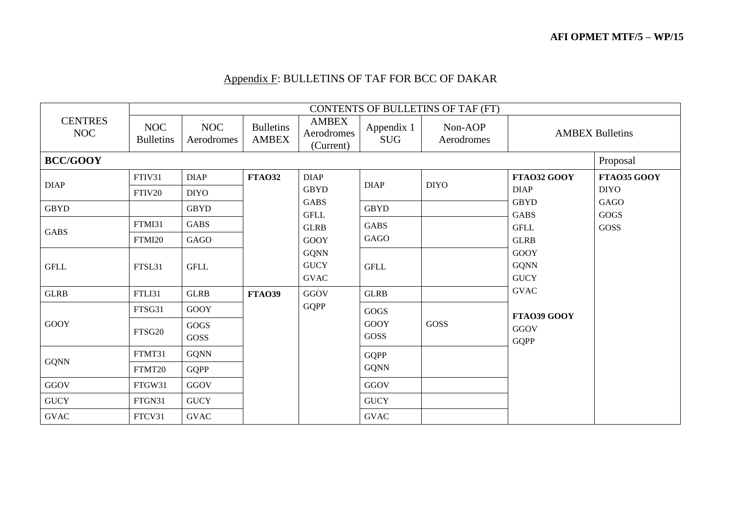## Appendix F: BULLETINS OF TAF FOR BCC OF DAKAR

| CENTRES NOC | CONTENTS OF BULLETINS OF TAF (FT) | | | | | | | |
|---|---|---|---|---|---|---|---|---|
| | NOC Bulletins | NOC Aerodromes | Bulletins AMBEX | AMBEX Aerodromes (Current) | Appendix 1 SUG | Non-AOP Aerodromes | AMBEX Bulletins | |
| **BCC/GOOY** | | | | | | | | Proposal |
| DIAP | FTIV31 | DIAP | **FTAO32** | DIAP GBYD GABS GFLL GLRB GOOY GQNN GUCY GVAC | DIAP | DIYO | **FTAO32 GOOY** DIAP GBYD GABS GFLL GLRB GOOY GQNN GUCY GVAC | **FTAO35 GOOY** DIYO GAGO GOGS GOSS |
| | FTIV20 | DIYO | | | | | | |
| GBYD | | GBYD | | | GBYD | | | |
| GABS | FTMI31 | GABS | | | GABS GAGO | | | |
| | FTMI20 | GAGO | | | | | | |
| GFLL | FTSL31 | GFLL | | | GFLL | | | |
| GLRB | FTLI31 | GLRB | **FTAO39** | GGOV GQPP | GLRB | | **FTAO39 GOOY** GGOV GQPP | |
| GOOY | FTSG31 | GOOY | | | GOGS GOOY GOSS | GOSS | | |
| | FTSG20 | GOGS GOSS | | | | | | |
| GQNN | FTMT31 | GQNN | | | GQPP GQNN | | | |
| | FTMT20 | GQPP | | | | | | |
| GGOV | FTGW31 | GGOV | | | GGOV | | | |
| GUCY | FTGN31 | GUCY | | | GUCY | | | |
| GVAC | FTCV31 | GVAC | | | GVAC | | | |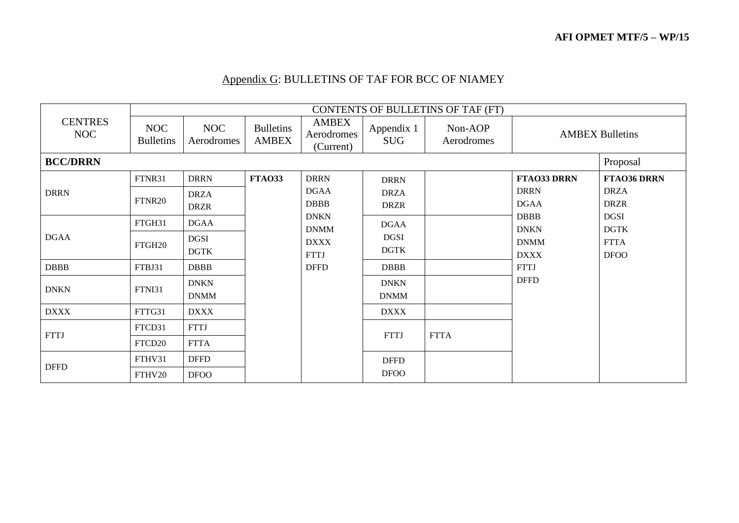## Appendix G: BULLETINS OF TAF FOR BCC OF NIAMEY

| CENTRES NOC | CONTENTS OF BULLETINS OF TAF (FT) | | | | | | | |
|---|---|---|---|---|---|---|---|---|
| | NOC Bulletins | NOC Aerodromes | Bulletins AMBEX | AMBEX Aerodromes (Current) | Appendix 1 SUG | Non-AOP Aerodromes | AMBEX Bulletins | |
| **BCC/DRRN** | | | | | | | | Proposal |
| DRRN | FTNR31 | DRRN | **FTAO33** | DRRN DGAA DBBB DNKN DNMM DXXX FTTJ DFFD | DRRN DRZA DRZR | | **FTAO33 DRRN** DRRN DGAA DBBB DNKN DNMM DXXX FTTJ DFFD | **FTAO36 DRRN** DRZA DRZR DGSI DGTK FTTA DFOO |
| | FTNR20 | DRZA DRZR | | | | | | |
| DGAA | FTGH31 | DGAA | | | DGAA DGSI DGTK | | | |
| | FTGH20 | DGSI DGTK | | | | | | |
| DBBB | FTBJ31 | DBBB | | | DBBB | | | |
| DNKN | FTNI31 | DNKN DNMM | | | DNKN DNMM | | | |
| DXXX | FTTG31 | DXXX | | | DXXX | | | |
| FTTJ | FTCD31 | FTTJ | | | FTTJ | FTTA | | |
| | FTCD20 | FTTA | | | | | | |
| DFFD | FTHV31 | DFFD | | | DFFD DFOO | | | |
| | FTHV20 | DFOO | | | | | | |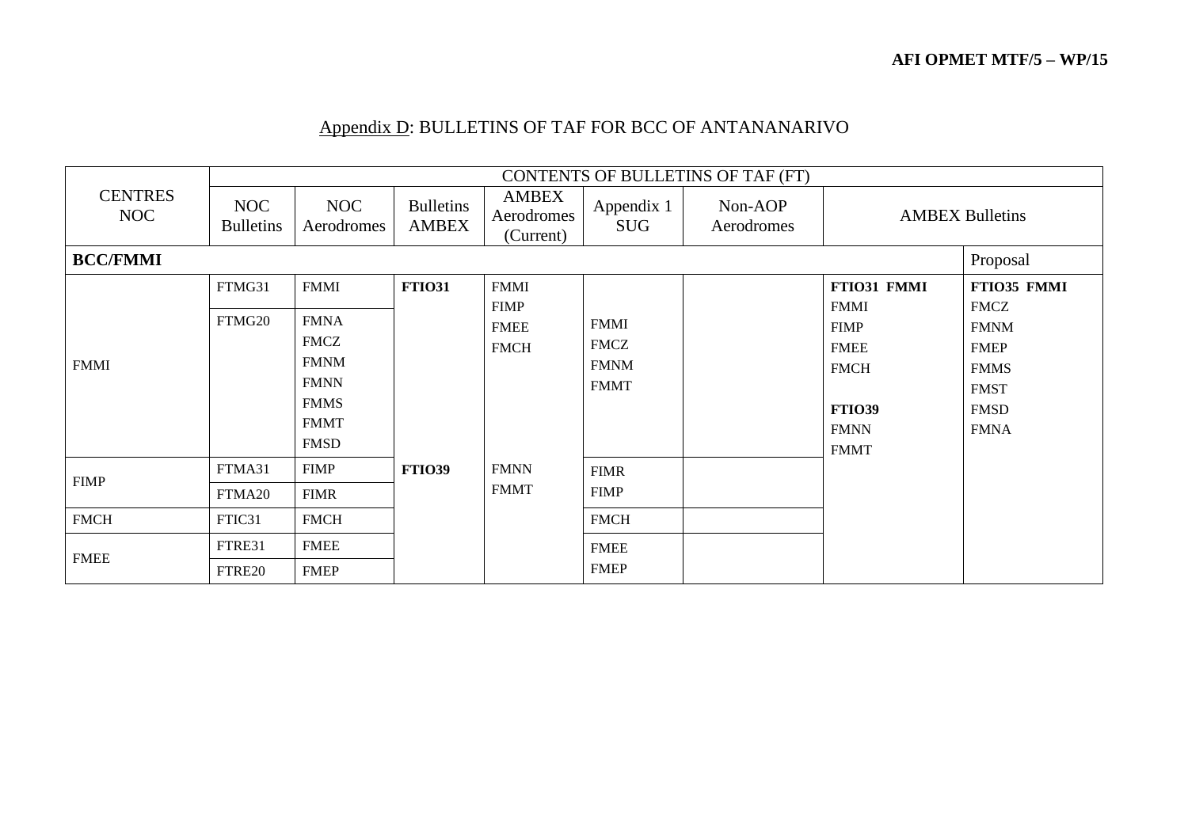## Appendix D: BULLETINS OF TAF FOR BCC OF ANTANANARIVO

| CENTRES NOC | CONTENTS OF BULLETINS OF TAF (FT) | | | | | | | |
|---|---|---|---|---|---|---|---|---|
| | NOC Bulletins | NOC Aerodromes | Bulletins AMBEX | AMBEX Aerodromes (Current) | Appendix 1 SUG | Non-AOP Aerodromes | AMBEX Bulletins | |
| **BCC/FMMI** | | | | | | | | Proposal |
| FMMI | FTMG31 | FMMI | **FTIO31** | FMMI FIMP FMEE FMCH | FMMI FMCZ FMNM FMMT | | **FTIO31 FMMI** FMMI FIMP FMEE FMCH **FTIO39** FMNN FMMT | **FTIO35 FMMI** FMCZ FMNM FMEP FMMS FMST FMSD FMNA |
| | FTMG20 | FMNA FMCZ FMNM FMNN FMMS FMMT FMSD | | | | | | |
| FIMP | FTMA31 | FIMP | **FTIO39** | FMNN FMMT | FIMR FIMP | | | |
| | FTMA20 | FIMR | | | | | | |
| FMCH | FTIC31 | FMCH | | | FMCH | | | |
| FMEE | FTRE31 | FMEE | | | FMEE FMEP | | | |
| | FTRE20 | FMEP | | | | | | |